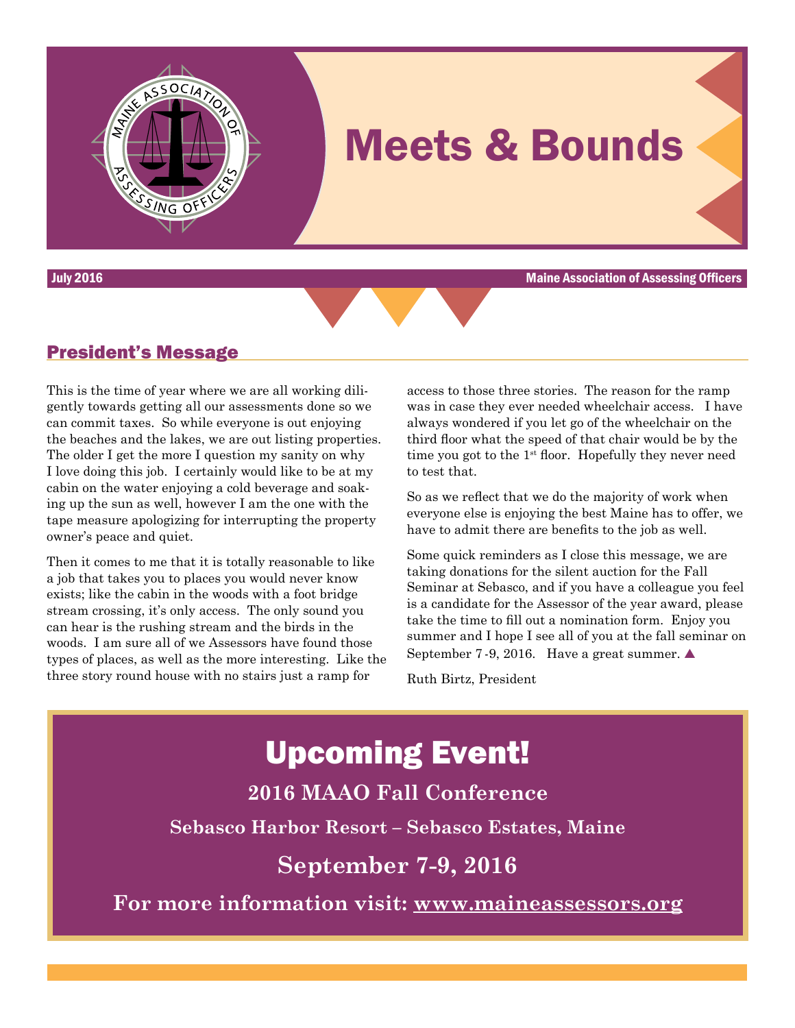# Meets & Bounds

July 2016 — Maine Association of Assessing Officers

## President's Message

This is the time of year where we are all working diligently towards getting all our assessments done so we can commit taxes. So while everyone is out enjoying the beaches and the lakes, we are out listing properties. The older I get the more I question my sanity on why I love doing this job. I certainly would like to be at my cabin on the water enjoying a cold beverage and soaking up the sun as well, however I am the one with the tape measure apologizing for interrupting the property owner's peace and quiet.

Then it comes to me that it is totally reasonable to like a job that takes you to places you would never know exists; like the cabin in the woods with a foot bridge stream crossing, it's only access. The only sound you can hear is the rushing stream and the birds in the woods. I am sure all of we Assessors have found those types of places, as well as the more interesting. Like the three story round house with no stairs just a ramp for access to those three stories. The reason for the ramp was in case they ever needed wheelchair access. I have always wondered if you let go of the wheelchair on the third floor what the speed of that chair would be by the time you got to the 1st floor. Hopefully they never need to test that.

So as we reflect that we do the majority of work when everyone else is enjoying the best Maine has to offer, we have to admit there are benefits to the job as well.

Some quick reminders as I close this message, we are taking donations for the silent auction for the Fall Seminar at Sebasco, and if you have a colleague you feel is a candidate for the Assessor of the year award, please take the time to fill out a nomination form. Enjoy you summer and I hope I see all of you at the fall seminar on September 7 -9, 2016. Have a great summer. ▲

Ruth Birtz, President

## Upcoming Event!

**2016 MAAO Fall Conference**

**Sebasco Harbor Resort – Sebasco Estates, Maine**

**September 7-9, 2016**

**For more information visit: www.maineassessors.org**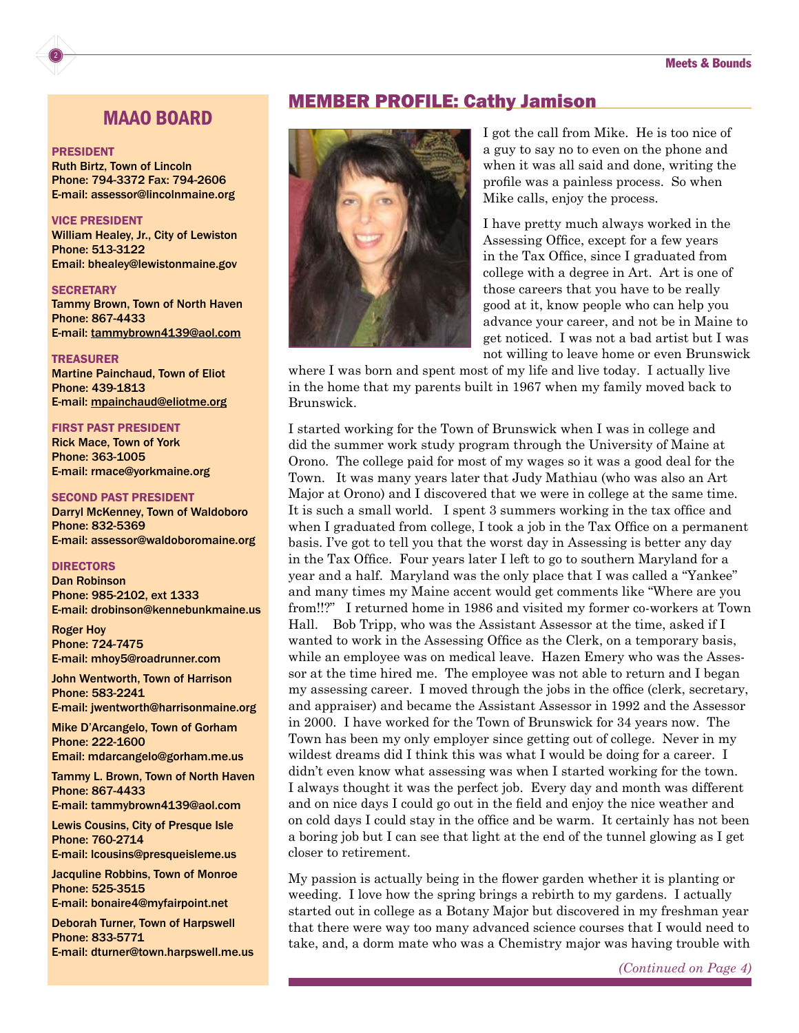## MAAO BOARD

**PRESIDENT**
Ruth Birtz, Town of Lincoln
Phone: 794-3372 Fax: 794-2606
E-mail: assessor@lincolnmaine.org

**VICE PRESIDENT**
William Healey, Jr., City of Lewiston
Phone: 513-3122
Email: bhealey@lewistonmaine.gov

**SECRETARY**
Tammy Brown, Town of North Haven
Phone: 867-4433
E-mail: tammybrown4139@aol.com

**TREASURER**
Martine Painchaud, Town of Eliot
Phone: 439-1813
E-mail: mpainchaud@eliotme.org

**FIRST PAST PRESIDENT**
Rick Mace, Town of York
Phone: 363-1005
E-mail: rmace@yorkmaine.org

**SECOND PAST PRESIDENT**
Darryl McKenney, Town of Waldoboro
Phone: 832-5369
E-mail: assessor@waldoboromaine.org

**DIRECTORS**

Dan Robinson
Phone: 985-2102, ext 1333
E-mail: drobinson@kennebunkmaine.us

Roger Hoy
Phone: 724-7475
E-mail: mhoy5@roadrunner.com

John Wentworth, Town of Harrison
Phone: 583-2241
E-mail: jwentworth@harrisonmaine.org

Mike D'Arcangelo, Town of Gorham
Phone: 222-1600
Email: mdarcangelo@gorham.me.us

Tammy L. Brown, Town of North Haven
Phone: 867-4433
E-mail: tammybrown4139@aol.com

Lewis Cousins, City of Presque Isle
Phone: 760-2714
E-mail: lcousins@presqueisleme.us

Jacquline Robbins, Town of Monroe
Phone: 525-3515
E-mail: bonaire4@myfairpoint.net

Deborah Turner, Town of Harpswell
Phone: 833-5771
E-mail: dturner@town.harpswell.me.us

## MEMBER PROFILE: Cathy Jamison

I got the call from Mike. He is too nice of a guy to say no to even on the phone and when it was all said and done, writing the profile was a painless process. So when Mike calls, enjoy the process.

I have pretty much always worked in the Assessing Office, except for a few years in the Tax Office, since I graduated from college with a degree in Art. Art is one of those careers that you have to be really good at it, know people who can help you advance your career, and not be in Maine to get noticed. I was not a bad artist but I was not willing to leave home or even Brunswick where I was born and spent most of my life and live today. I actually live in the home that my parents built in 1967 when my family moved back to Brunswick.

I started working for the Town of Brunswick when I was in college and did the summer work study program through the University of Maine at Orono. The college paid for most of my wages so it was a good deal for the Town. It was many years later that Judy Mathiau (who was also an Art Major at Orono) and I discovered that we were in college at the same time. It is such a small world. I spent 3 summers working in the tax office and when I graduated from college, I took a job in the Tax Office on a permanent basis. I've got to tell you that the worst day in Assessing is better any day in the Tax Office. Four years later I left to go to southern Maryland for a year and a half. Maryland was the only place that I was called a "Yankee" and many times my Maine accent would get comments like "Where are you from!!?" I returned home in 1986 and visited my former co-workers at Town Hall. Bob Tripp, who was the Assistant Assessor at the time, asked if I wanted to work in the Assessing Office as the Clerk, on a temporary basis, while an employee was on medical leave. Hazen Emery who was the Assessor at the time hired me. The employee was not able to return and I began my assessing career. I moved through the jobs in the office (clerk, secretary, and appraiser) and became the Assistant Assessor in 1992 and the Assessor in 2000. I have worked for the Town of Brunswick for 34 years now. The Town has been my only employer since getting out of college. Never in my wildest dreams did I think this was what I would be doing for a career. I didn't even know what assessing was when I started working for the town. I always thought it was the perfect job. Every day and month was different and on nice days I could go out in the field and enjoy the nice weather and on cold days I could stay in the office and be warm. It certainly has not been a boring job but I can see that light at the end of the tunnel glowing as I get closer to retirement.

My passion is actually being in the flower garden whether it is planting or weeding. I love how the spring brings a rebirth to my gardens. I actually started out in college as a Botany Major but discovered in my freshman year that there were way too many advanced science courses that I would need to take, and, a dorm mate who was a Chemistry major was having trouble with

*(Continued on Page 4)*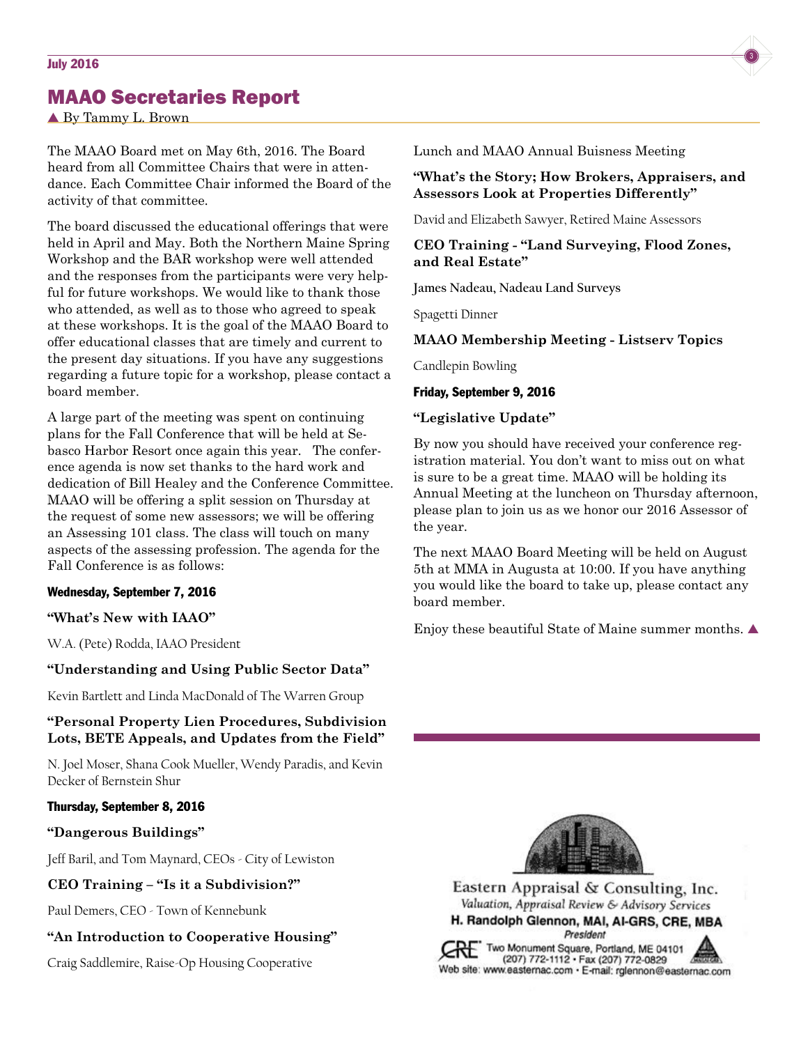## MAAO Secretaries Report

▲ By Tammy L. Brown

The MAAO Board met on May 6th, 2016. The Board heard from all Committee Chairs that were in attendance. Each Committee Chair informed the Board of the activity of that committee.

The board discussed the educational offerings that were held in April and May. Both the Northern Maine Spring Workshop and the BAR workshop were well attended and the responses from the participants were very helpful for future workshops. We would like to thank those who attended, as well as to those who agreed to speak at these workshops. It is the goal of the MAAO Board to offer educational classes that are timely and current to the present day situations. If you have any suggestions regarding a future topic for a workshop, please contact a board member.

A large part of the meeting was spent on continuing plans for the Fall Conference that will be held at Sebasco Harbor Resort once again this year. The conference agenda is now set thanks to the hard work and dedication of Bill Healey and the Conference Committee. MAAO will be offering a split session on Thursday at the request of some new assessors; we will be offering an Assessing 101 class. The class will touch on many aspects of the assessing profession. The agenda for the Fall Conference is as follows:

**Wednesday, September 7, 2016**

**"What's New with IAAO"**

W.A. (Pete) Rodda, IAAO President

**"Understanding and Using Public Sector Data"**

Kevin Bartlett and Linda MacDonald of The Warren Group

**"Personal Property Lien Procedures, Subdivision Lots, BETE Appeals, and Updates from the Field"**

N. Joel Moser, Shana Cook Mueller, Wendy Paradis, and Kevin Decker of Bernstein Shur

**Thursday, September 8, 2016**

**"Dangerous Buildings"**

Jeff Baril, and Tom Maynard, CEOs - City of Lewiston

**CEO Training – "Is it a Subdivision?"**

Paul Demers, CEO - Town of Kennebunk

**"An Introduction to Cooperative Housing"**

Craig Saddlemire, Raise-Op Housing Cooperative

Lunch and MAAO Annual Buisness Meeting

**"What's the Story; How Brokers, Appraisers, and Assessors Look at Properties Differently"**

David and Elizabeth Sawyer, Retired Maine Assessors

**CEO Training - "Land Surveying, Flood Zones, and Real Estate"**

James Nadeau, Nadeau Land Surveys

Spagetti Dinner

**MAAO Membership Meeting - Listserv Topics**

Candlepin Bowling

**Friday, September 9, 2016**

**"Legislative Update"**

By now you should have received your conference registration material. You don't want to miss out on what is sure to be a great time. MAAO will be holding its Annual Meeting at the luncheon on Thursday afternoon, please plan to join us as we honor our 2016 Assessor of the year.

The next MAAO Board Meeting will be held on August 5th at MMA in Augusta at 10:00. If you have anything you would like the board to take up, please contact any board member.

Enjoy these beautiful State of Maine summer months. ▲

---

Eastern Appraisal & Consulting, Inc.
*Valuation, Appraisal Review & Advisory Services*
**H. Randolph Glennon, MAI, AI-GRS, CRE, MBA**
*President*
Two Monument Square, Portland, ME 04101
(207) 772-1112 • Fax (207) 772-0829
Web site: www.easternac.com • E-mail: rglennon@easternac.com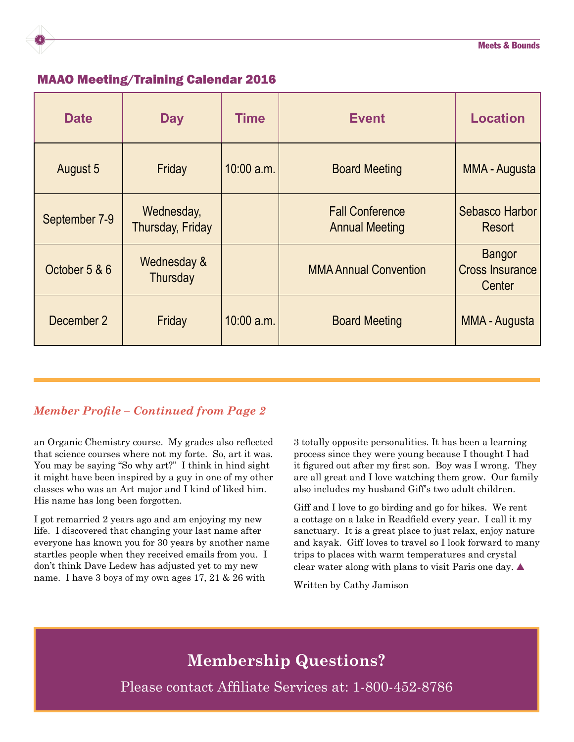## MAAO Meeting/Training Calendar 2016

| Date | Day | Time | Event | Location |
|---|---|---|---|---|
| August 5 | Friday | 10:00 a.m. | Board Meeting | MMA - Augusta |
| September 7-9 | Wednesday, Thursday, Friday | | Fall Conference Annual Meeting | Sebasco Harbor Resort |
| October 5 & 6 | Wednesday & Thursday | | MMA Annual Convention | Bangor Cross Insurance Center |
| December 2 | Friday | 10:00 a.m. | Board Meeting | MMA - Augusta |

### *Member Profile – Continued from Page 2*

an Organic Chemistry course. My grades also reflected that science courses where not my forte. So, art it was. You may be saying "So why art?" I think in hind sight it might have been inspired by a guy in one of my other classes who was an Art major and I kind of liked him. His name has long been forgotten.

I got remarried 2 years ago and am enjoying my new life. I discovered that changing your last name after everyone has known you for 30 years by another name startles people when they received emails from you. I don't think Dave Ledew has adjusted yet to my new name. I have 3 boys of my own ages 17, 21 & 26 with 3 totally opposite personalities. It has been a learning process since they were young because I thought I had it figured out after my first son. Boy was I wrong. They are all great and I love watching them grow. Our family also includes my husband Giff's two adult children.

Giff and I love to go birding and go for hikes. We rent a cottage on a lake in Readfield every year. I call it my sanctuary. It is a great place to just relax, enjoy nature and kayak. Giff loves to travel so I look forward to many trips to places with warm temperatures and crystal clear water along with plans to visit Paris one day. ▲

Written by Cathy Jamison

## Membership Questions?

Please contact Affiliate Services at: 1-800-452-8786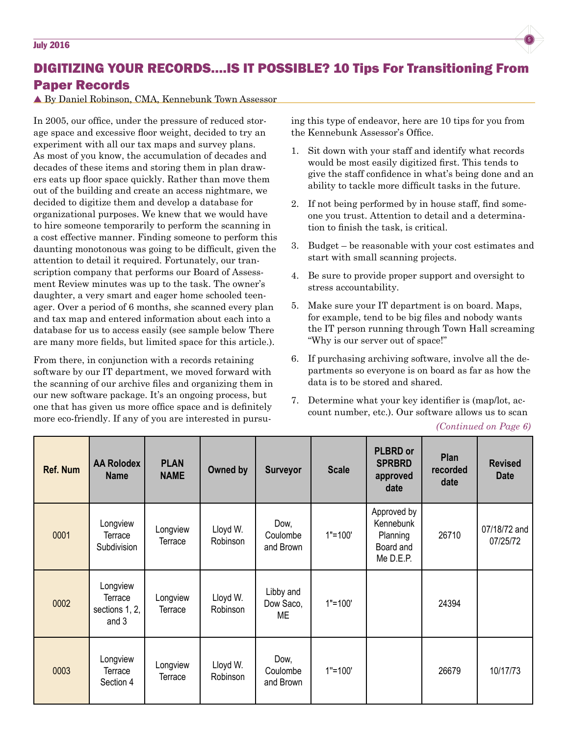# DIGITIZING YOUR RECORDS....IS IT POSSIBLE? 10 Tips For Transitioning From Paper Records

▲ By Daniel Robinson, CMA, Kennebunk Town Assessor

In 2005, our office, under the pressure of reduced storage space and excessive floor weight, decided to try an experiment with all our tax maps and survey plans. As most of you know, the accumulation of decades and decades of these items and storing them in plan drawers eats up floor space quickly. Rather than move them out of the building and create an access nightmare, we decided to digitize them and develop a database for organizational purposes. We knew that we would have to hire someone temporarily to perform the scanning in a cost effective manner. Finding someone to perform this daunting monotonous was going to be difficult, given the attention to detail it required. Fortunately, our transcription company that performs our Board of Assessment Review minutes was up to the task. The owner's daughter, a very smart and eager home schooled teenager. Over a period of 6 months, she scanned every plan and tax map and entered information about each into a database for us to access easily (see sample below There are many more fields, but limited space for this article.).

From there, in conjunction with a records retaining software by our IT department, we moved forward with the scanning of our archive files and organizing them in our new software package. It's an ongoing process, but one that has given us more office space and is definitely more eco-friendly. If any of you are interested in pursuing this type of endeavor, here are 10 tips for you from the Kennebunk Assessor's Office.

1. Sit down with your staff and identify what records would be most easily digitized first. This tends to give the staff confidence in what's being done and an ability to tackle more difficult tasks in the future.
2. If not being performed by in house staff, find someone you trust. Attention to detail and a determination to finish the task, is critical.
3. Budget – be reasonable with your cost estimates and start with small scanning projects.
4. Be sure to provide proper support and oversight to stress accountability.
5. Make sure your IT department is on board. Maps, for example, tend to be big files and nobody wants the IT person running through Town Hall screaming "Why is our server out of space!"
6. If purchasing archiving software, involve all the departments so everyone is on board as far as how the data is to be stored and shared.
7. Determine what your key identifier is (map/lot, account number, etc.). Our software allows us to scan

*(Continued on Page 6)*

| Ref. Num | AA Rolodex Name | PLAN NAME | Owned by | Surveyor | Scale | PLBRD or SPRBRD approved date | Plan recorded date | Revised Date |
|---|---|---|---|---|---|---|---|---|
| 0001 | Longview Terrace Subdivision | Longview Terrace | Lloyd W. Robinson | Dow, Coulombe and Brown | 1"=100' | Approved by Kennebunk Planning Board and Me D.E.P. | 26710 | 07/18/72 and 07/25/72 |
| 0002 | Longview Terrace sections 1, 2, and 3 | Longview Terrace | Lloyd W. Robinson | Libby and Dow Saco, ME | 1"=100' | | 24394 | |
| 0003 | Longview Terrace Section 4 | Longview Terrace | Lloyd W. Robinson | Dow, Coulombe and Brown | 1"=100' | | 26679 | 10/17/73 |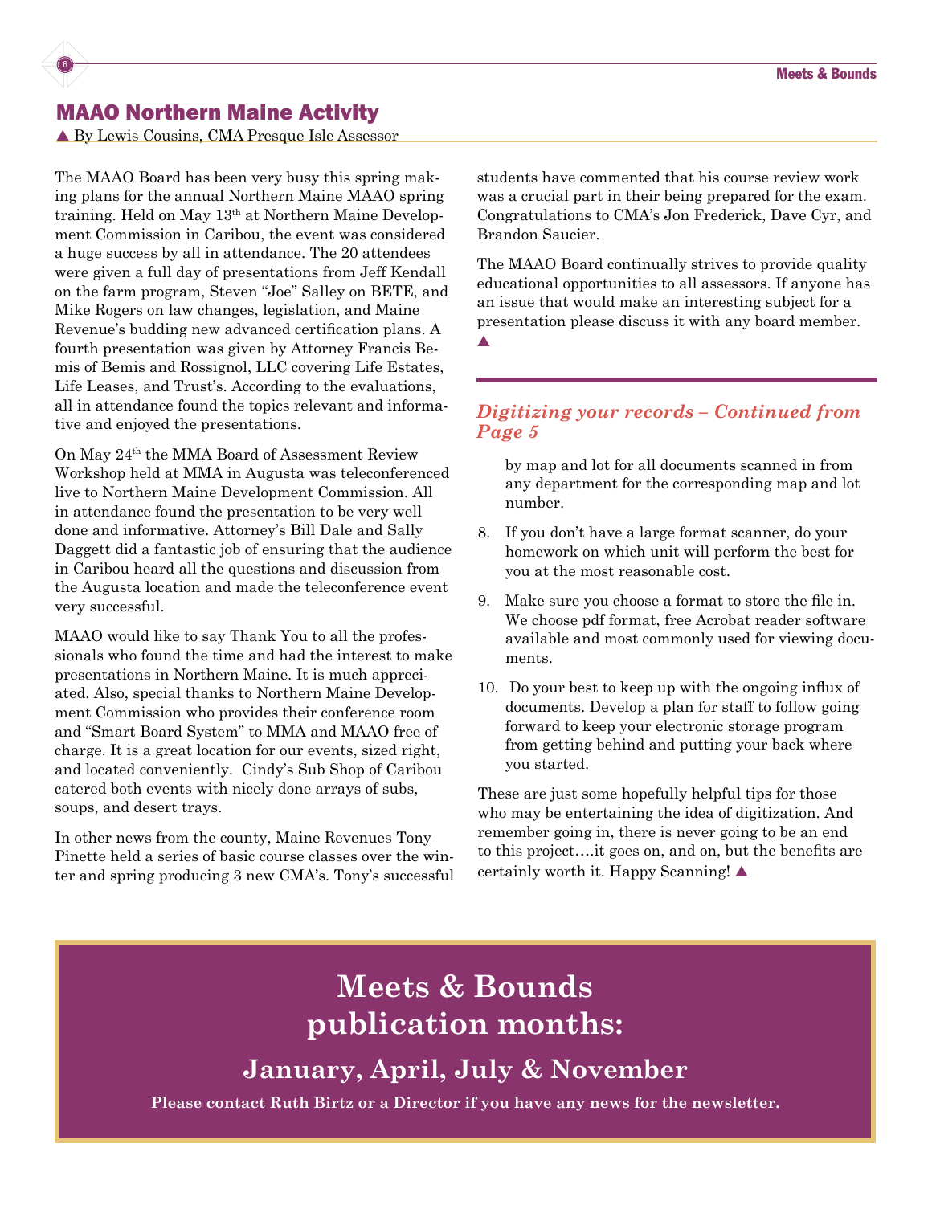## MAAO Northern Maine Activity

▲ By Lewis Cousins, CMA Presque Isle Assessor

The MAAO Board has been very busy this spring making plans for the annual Northern Maine MAAO spring training. Held on May 13th at Northern Maine Development Commission in Caribou, the event was considered a huge success by all in attendance. The 20 attendees were given a full day of presentations from Jeff Kendall on the farm program, Steven "Joe" Salley on BETE, and Mike Rogers on law changes, legislation, and Maine Revenue's budding new advanced certification plans. A fourth presentation was given by Attorney Francis Bemis of Bemis and Rossignol, LLC covering Life Estates, Life Leases, and Trust's. According to the evaluations, all in attendance found the topics relevant and informative and enjoyed the presentations.

On May 24th the MMA Board of Assessment Review Workshop held at MMA in Augusta was teleconferenced live to Northern Maine Development Commission. All in attendance found the presentation to be very well done and informative. Attorney's Bill Dale and Sally Daggett did a fantastic job of ensuring that the audience in Caribou heard all the questions and discussion from the Augusta location and made the teleconference event very successful.

MAAO would like to say Thank You to all the professionals who found the time and had the interest to make presentations in Northern Maine. It is much appreciated. Also, special thanks to Northern Maine Development Commission who provides their conference room and "Smart Board System" to MMA and MAAO free of charge. It is a great location for our events, sized right, and located conveniently. Cindy's Sub Shop of Caribou catered both events with nicely done arrays of subs, soups, and desert trays.

In other news from the county, Maine Revenues Tony Pinette held a series of basic course classes over the winter and spring producing 3 new CMA's. Tony's successful students have commented that his course review work was a crucial part in their being prepared for the exam. Congratulations to CMA's Jon Frederick, Dave Cyr, and Brandon Saucier.

The MAAO Board continually strives to provide quality educational opportunities to all assessors. If anyone has an issue that would make an interesting subject for a presentation please discuss it with any board member. ▲

### *Digitizing your records – Continued from Page 5*

by map and lot for all documents scanned in from any department for the corresponding map and lot number.

8. If you don't have a large format scanner, do your homework on which unit will perform the best for you at the most reasonable cost.
9. Make sure you choose a format to store the file in. We choose pdf format, free Acrobat reader software available and most commonly used for viewing documents.
10. Do your best to keep up with the ongoing influx of documents. Develop a plan for staff to follow going forward to keep your electronic storage program from getting behind and putting your back where you started.

These are just some hopefully helpful tips for those who may be entertaining the idea of digitization. And remember going in, there is never going to be an end to this project….it goes on, and on, but the benefits are certainly worth it. Happy Scanning! ▲

## Meets & Bounds publication months:

### January, April, July & November

**Please contact Ruth Birtz or a Director if you have any news for the newsletter.**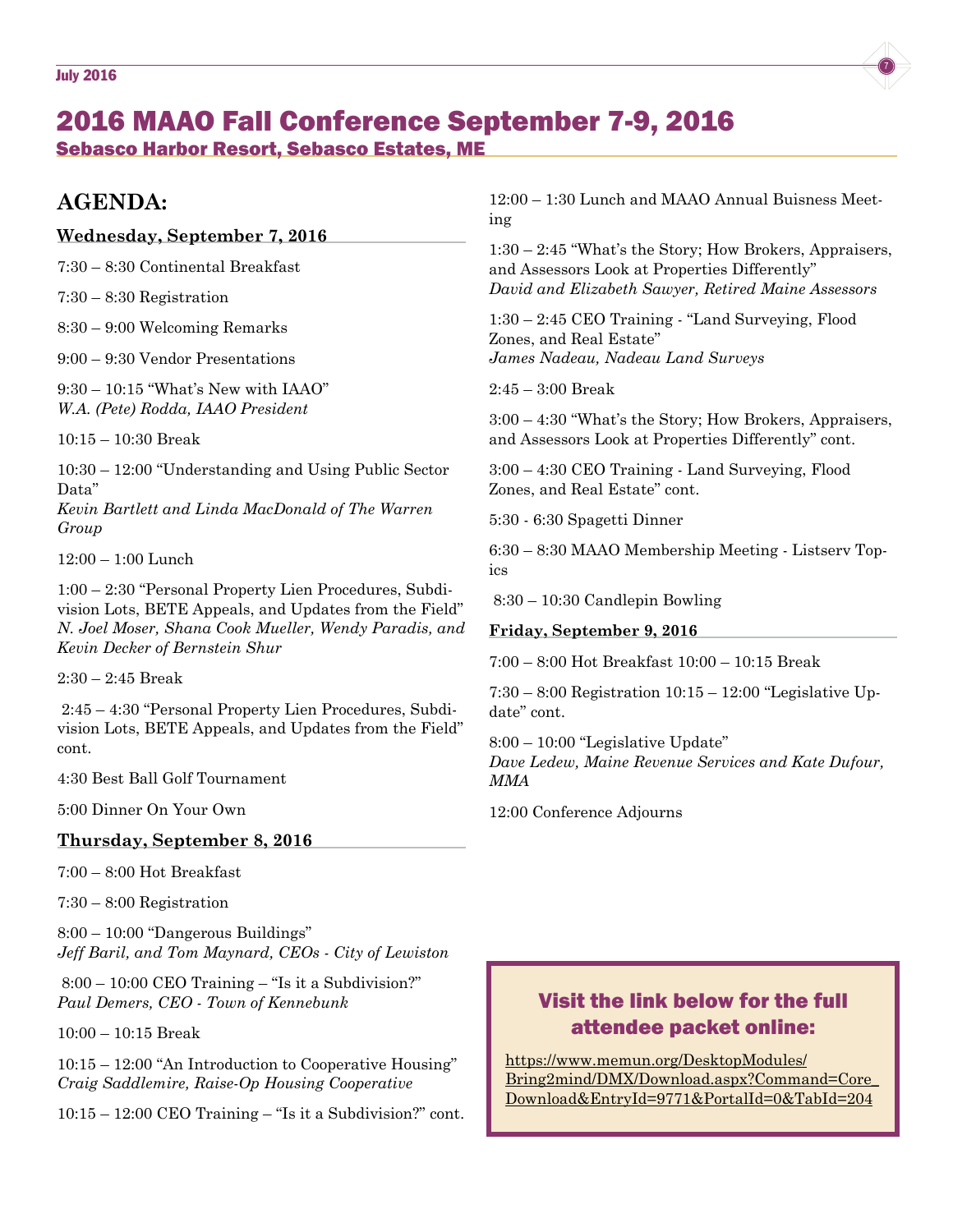# 2016 MAAO Fall Conference September 7-9, 2016

## Sebasco Harbor Resort, Sebasco Estates, ME

## AGENDA:

### Wednesday, September 7, 2016

7:30 – 8:30 Continental Breakfast

7:30 – 8:30 Registration

8:30 – 9:00 Welcoming Remarks

9:00 – 9:30 Vendor Presentations

9:30 – 10:15 "What's New with IAAO"
*W.A. (Pete) Rodda, IAAO President*

10:15 – 10:30 Break

10:30 – 12:00 "Understanding and Using Public Sector Data"
*Kevin Bartlett and Linda MacDonald of The Warren Group*

12:00 – 1:00 Lunch

1:00 – 2:30 "Personal Property Lien Procedures, Subdivision Lots, BETE Appeals, and Updates from the Field"
*N. Joel Moser, Shana Cook Mueller, Wendy Paradis, and Kevin Decker of Bernstein Shur*

2:30 – 2:45 Break

2:45 – 4:30 "Personal Property Lien Procedures, Subdivision Lots, BETE Appeals, and Updates from the Field" cont.

4:30 Best Ball Golf Tournament

5:00 Dinner On Your Own

### Thursday, September 8, 2016

7:00 – 8:00 Hot Breakfast

7:30 – 8:00 Registration

8:00 – 10:00 "Dangerous Buildings"
*Jeff Baril, and Tom Maynard, CEOs - City of Lewiston*

8:00 – 10:00 CEO Training – "Is it a Subdivision?"
*Paul Demers, CEO - Town of Kennebunk*

10:00 – 10:15 Break

10:15 – 12:00 "An Introduction to Cooperative Housing"
*Craig Saddlemire, Raise-Op Housing Cooperative*

10:15 – 12:00 CEO Training – "Is it a Subdivision?" cont.

12:00 – 1:30 Lunch and MAAO Annual Buisness Meeting

1:30 – 2:45 "What's the Story; How Brokers, Appraisers, and Assessors Look at Properties Differently"
*David and Elizabeth Sawyer, Retired Maine Assessors*

1:30 – 2:45 CEO Training - "Land Surveying, Flood Zones, and Real Estate"
*James Nadeau, Nadeau Land Surveys*

2:45 – 3:00 Break

3:00 – 4:30 "What's the Story; How Brokers, Appraisers, and Assessors Look at Properties Differently" cont.

3:00 – 4:30 CEO Training - Land Surveying, Flood Zones, and Real Estate" cont.

5:30 - 6:30 Spagetti Dinner

6:30 – 8:30 MAAO Membership Meeting - Listserv Topics

8:30 – 10:30 Candlepin Bowling

### Friday, September 9, 2016

7:00 – 8:00 Hot Breakfast

7:30 – 8:00 Registration

8:00 – 10:00 "Legislative Update"
*Dave Ledew, Maine Revenue Services and Kate Dufour, MMA*

10:00 – 10:15 Break

10:15 – 12:00 "Legislative Update" cont.

12:00 Conference Adjourns

### Visit the link below for the full attendee packet online:

https://www.memun.org/DesktopModules/Bring2mind/DMX/Download.aspx?Command=Core_Download&EntryId=9771&PortalId=0&TabId=204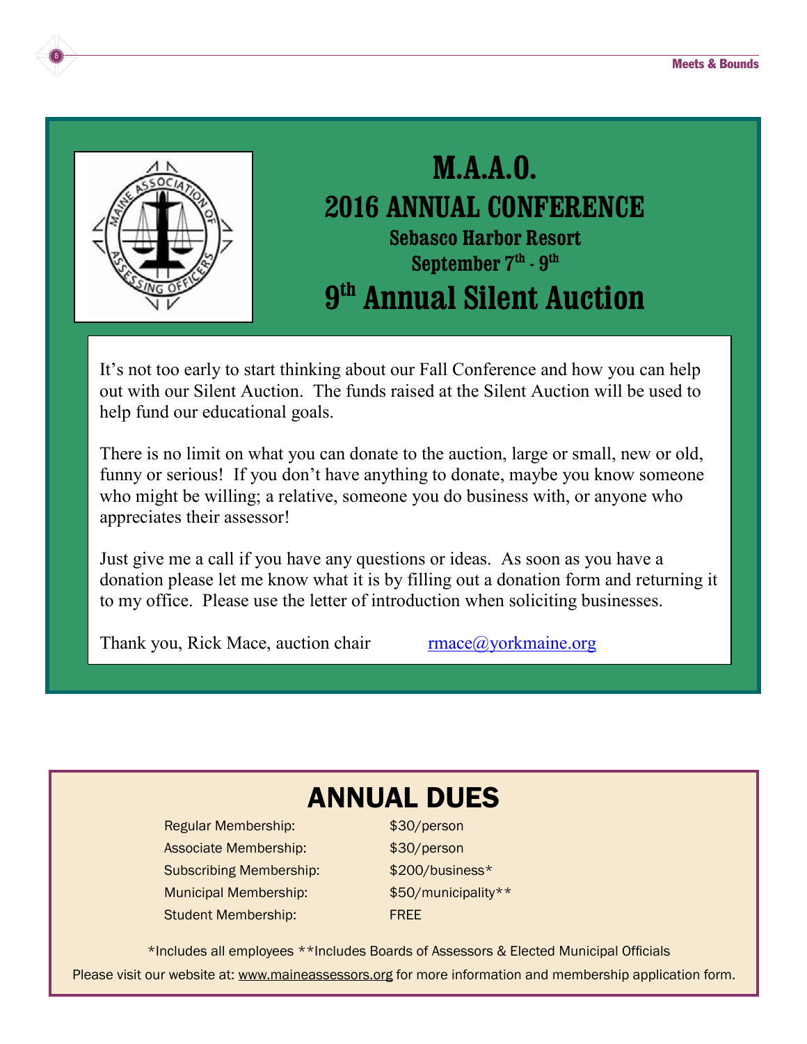# M.A.A.O.

## 2016 ANNUAL CONFERENCE

### Sebasco Harbor Resort

### September 7th - 9th

## 9th Annual Silent Auction

It's not too early to start thinking about our Fall Conference and how you can help out with our Silent Auction. The funds raised at the Silent Auction will be used to help fund our educational goals.

There is no limit on what you can donate to the auction, large or small, new or old, funny or serious! If you don't have anything to donate, maybe you know someone who might be willing; a relative, someone you do business with, or anyone who appreciates their assessor!

Just give me a call if you have any questions or ideas. As soon as you have a donation please let me know what it is by filling out a donation form and returning it to my office. Please use the letter of introduction when soliciting businesses.

Thank you, Rick Mace, auction chair    rmace@yorkmaine.org

# ANNUAL DUES

| | |
|---|---|
| Regular Membership: | $30/person |
| Associate Membership: | $30/person |
| Subscribing Membership: | $200/business* |
| Municipal Membership: | $50/municipality** |
| Student Membership: | FREE |

*Includes all employees **Includes Boards of Assessors & Elected Municipal Officials

Please visit our website at: www.maineassessors.org for more information and membership application form.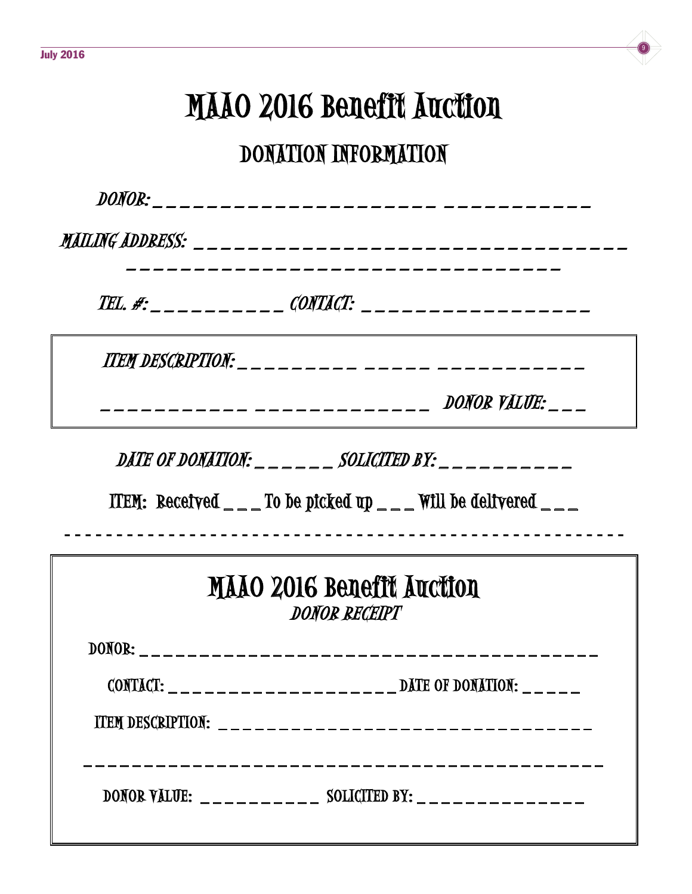# MAAO 2016 Benefit Auction

## DONATION INFORMATION

*DONOR:* _____________________ ___________

*MAILING ADDRESS:* _________________________________

_________________________________

*TEL. #:* ___________ *CONTACT:* __________________

*ITEM DESCRIPTION:* _________ _____ ____________

___________ _____________ *DONOR VALUE:* ___

*DATE OF DONATION:* ______ *SOLICITED BY:* ___________

ITEM: Received ___ To be picked up ___ Will be delivered ___

---

## MAAO 2016 Benefit Auction

*DONOR RECEIPT*

DONOR: ______________________________________

CONTACT: ____________________ DATE OF DONATION: ______

ITEM DESCRIPTION: ________________________________

__________________________________________

DONOR VALUE: ___________ SOLICITED BY: _______________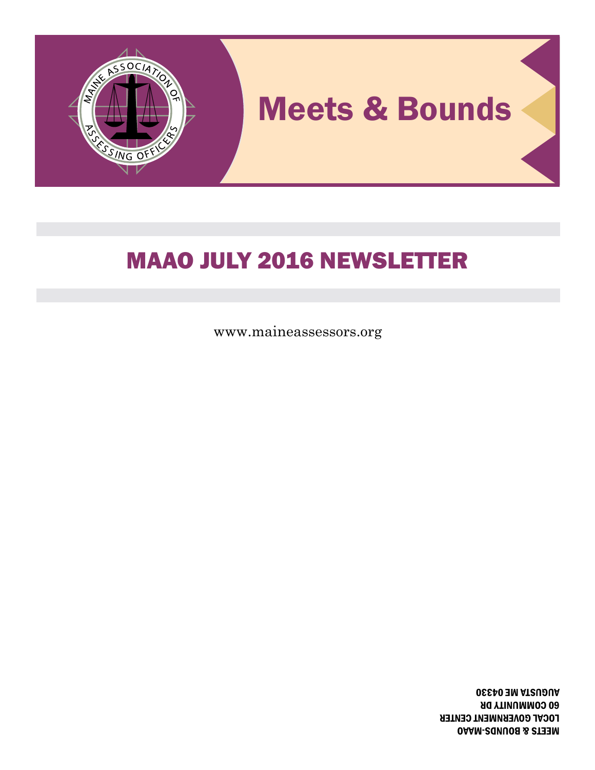# Meets & Bounds

MAINE ASSOCIATION OF ASSESSING OFFICERS

## MAAO JULY 2016 NEWSLETTER

www.maineassessors.org

MEETS & BOUNDS-MAAO
LOCAL GOVERNMENT CENTER
60 COMMUNITY DR
AUGUSTA ME 04330